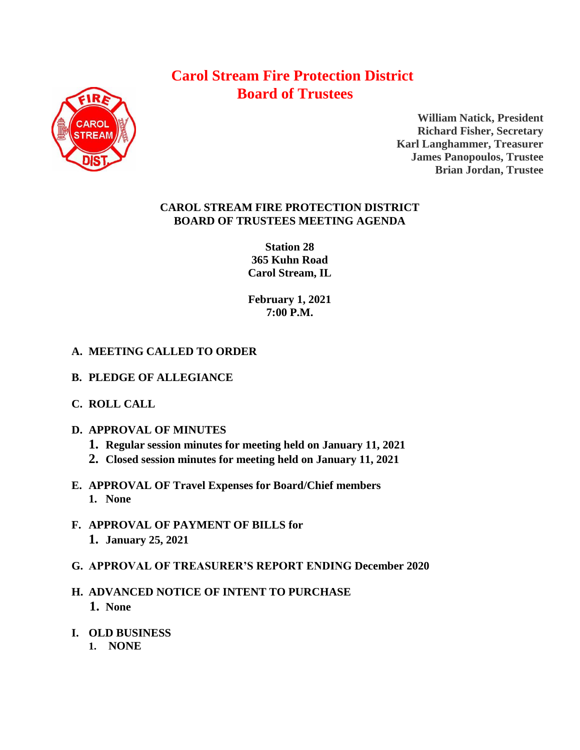# Carol Stream Fire Protection District
# Board of Trustees

**William Natick, President**
**Richard Fisher, Secretary**
**Karl Langhammer, Treasurer**
**James Panopoulos, Trustee**
**Brian Jordan, Trustee**

## CAROL STREAM FIRE PROTECTION DISTRICT
## BOARD OF TRUSTEES MEETING AGENDA

**Station 28**
**365 Kuhn Road**
**Carol Stream, IL**

**February 1, 2021**
**7:00 P.M.**

**A. MEETING CALLED TO ORDER**

**B. PLEDGE OF ALLEGIANCE**

**C. ROLL CALL**

**D. APPROVAL OF MINUTES**
1. **Regular session minutes for meeting held on January 11, 2021**
2. **Closed session minutes for meeting held on January 11, 2021**

**E. APPROVAL OF Travel Expenses for Board/Chief members**
1. **None**

**F. APPROVAL OF PAYMENT OF BILLS for**
1. **January 25, 2021**

**G. APPROVAL OF TREASURER'S REPORT ENDING December 2020**

**H. ADVANCED NOTICE OF INTENT TO PURCHASE**
1. **None**

**I. OLD BUSINESS**
1. **NONE**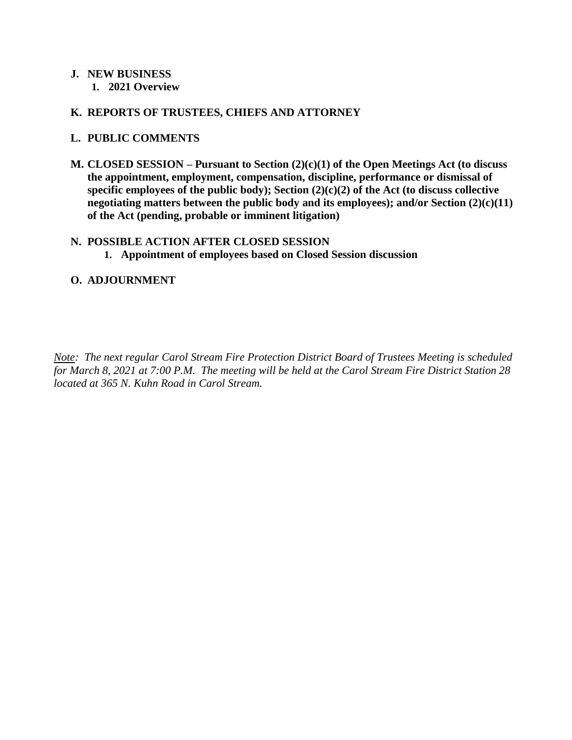**J. NEW BUSINESS**

1. **2021 Overview**

**K. REPORTS OF TRUSTEES, CHIEFS AND ATTORNEY**

**L. PUBLIC COMMENTS**

**M. CLOSED SESSION – Pursuant to Section (2)(c)(1) of the Open Meetings Act (to discuss the appointment, employment, compensation, discipline, performance or dismissal of specific employees of the public body); Section (2)(c)(2) of the Act (to discuss collective negotiating matters between the public body and its employees); and/or Section (2)(c)(11) of the Act (pending, probable or imminent litigation)**

**N. POSSIBLE ACTION AFTER CLOSED SESSION**

1. **Appointment of employees based on Closed Session discussion**

**O. ADJOURNMENT**

*Note: The next regular Carol Stream Fire Protection District Board of Trustees Meeting is scheduled for March 8, 2021 at 7:00 P.M. The meeting will be held at the Carol Stream Fire District Station 28 located at 365 N. Kuhn Road in Carol Stream.*